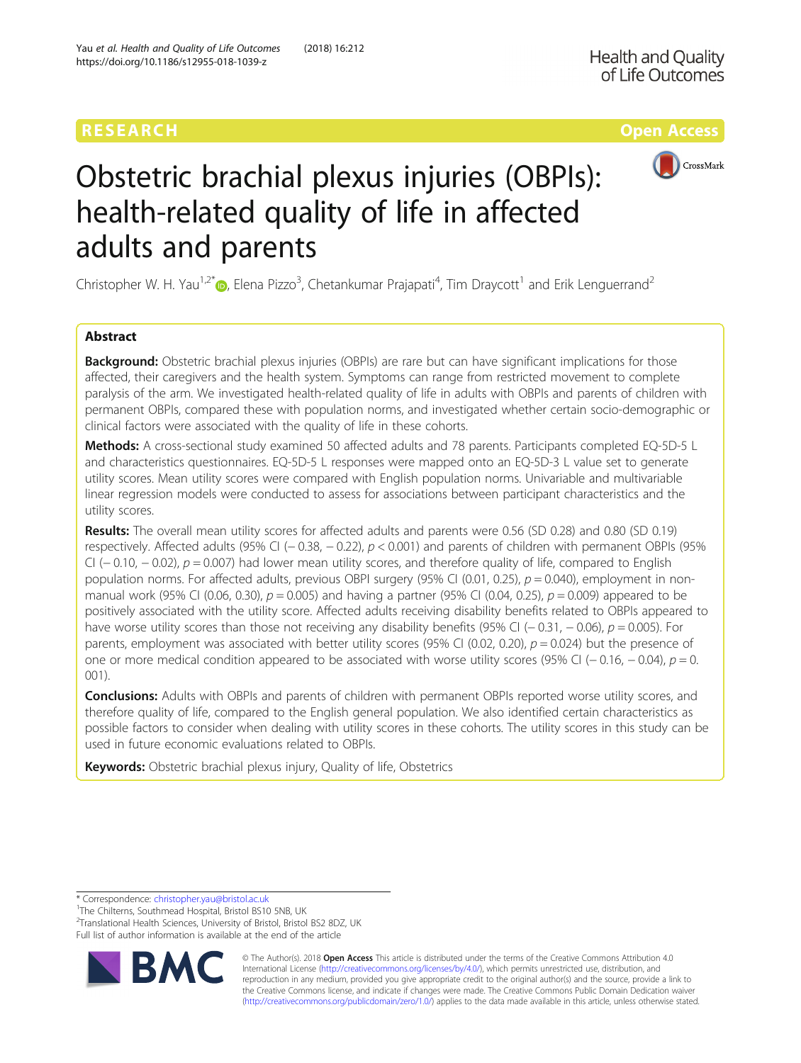RESEARCH

Open Access

# Obstetric brachial plexus injuries (OBPIs): health-related quality of life in affected adults and parents

Christopher W. H. Yau[1,2*], Elena Pizzo[3], Chetankumar Prajapati[4], Tim Draycott[1] and Erik Lenguerrand[2]

## Abstract

**Background:** Obstetric brachial plexus injuries (OBPIs) are rare but can have significant implications for those affected, their caregivers and the health system. Symptoms can range from restricted movement to complete paralysis of the arm. We investigated health-related quality of life in adults with OBPIs and parents of children with permanent OBPIs, compared these with population norms, and investigated whether certain socio-demographic or clinical factors were associated with the quality of life in these cohorts.

**Methods:** A cross-sectional study examined 50 affected adults and 78 parents. Participants completed EQ-5D-5 L and characteristics questionnaires. EQ-5D-5 L responses were mapped onto an EQ-5D-3 L value set to generate utility scores. Mean utility scores were compared with English population norms. Univariable and multivariable linear regression models were conducted to assess for associations between participant characteristics and the utility scores.

**Results:** The overall mean utility scores for affected adults and parents were 0.56 (SD 0.28) and 0.80 (SD 0.19) respectively. Affected adults (95% CI (− 0.38, − 0.22), $p < 0.001$) and parents of children with permanent OBPIs (95% CI (− 0.10, − 0.02), $p = 0.007$) had lower mean utility scores, and therefore quality of life, compared to English population norms. For affected adults, previous OBPI surgery (95% CI (0.01, 0.25), $p = 0.040$), employment in non-manual work (95% CI (0.06, 0.30), $p = 0.005$) and having a partner (95% CI (0.04, 0.25), $p = 0.009$) appeared to be positively associated with the utility score. Affected adults receiving disability benefits related to OBPIs appeared to have worse utility scores than those not receiving any disability benefits (95% CI (− 0.31, − 0.06), $p = 0.005$). For parents, employment was associated with better utility scores (95% CI (0.02, 0.20), $p = 0.024$) but the presence of one or more medical condition appeared to be associated with worse utility scores (95% CI (− 0.16, − 0.04), $p = 0.001$).

**Conclusions:** Adults with OBPIs and parents of children with permanent OBPIs reported worse utility scores, and therefore quality of life, compared to the English general population. We also identified certain characteristics as possible factors to consider when dealing with utility scores in these cohorts. The utility scores in this study can be used in future economic evaluations related to OBPIs.

**Keywords:** Obstetric brachial plexus injury, Quality of life, Obstetrics

\* Correspondence: christopher.yau@bristol.ac.uk
[1]The Chilterns, Southmead Hospital, Bristol BS10 5NB, UK
[2]Translational Health Sciences, University of Bristol, Bristol BS2 8DZ, UK
Full list of author information is available at the end of the article

© The Author(s). 2018 **Open Access** This article is distributed under the terms of the Creative Commons Attribution 4.0 International License (http://creativecommons.org/licenses/by/4.0/), which permits unrestricted use, distribution, and reproduction in any medium, provided you give appropriate credit to the original author(s) and the source, provide a link to the Creative Commons license, and indicate if changes were made. The Creative Commons Public Domain Dedication waiver (http://creativecommons.org/publicdomain/zero/1.0/) applies to the data made available in this article, unless otherwise stated.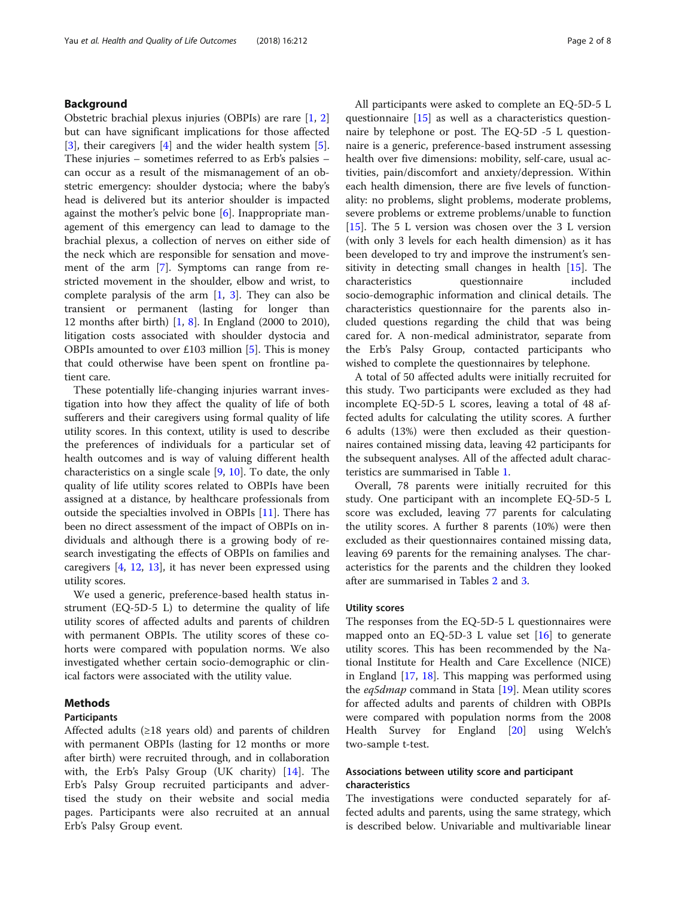## Background

Obstetric brachial plexus injuries (OBPIs) are rare [1, 2] but can have significant implications for those affected [3], their caregivers [4] and the wider health system [5]. These injuries – sometimes referred to as Erb's palsies – can occur as a result of the mismanagement of an obstetric emergency: shoulder dystocia; where the baby's head is delivered but its anterior shoulder is impacted against the mother's pelvic bone [6]. Inappropriate management of this emergency can lead to damage to the brachial plexus, a collection of nerves on either side of the neck which are responsible for sensation and movement of the arm [7]. Symptoms can range from restricted movement in the shoulder, elbow and wrist, to complete paralysis of the arm [1, 3]. They can also be transient or permanent (lasting for longer than 12 months after birth) [1, 8]. In England (2000 to 2010), litigation costs associated with shoulder dystocia and OBPIs amounted to over £103 million [5]. This is money that could otherwise have been spent on frontline patient care.

These potentially life-changing injuries warrant investigation into how they affect the quality of life of both sufferers and their caregivers using formal quality of life utility scores. In this context, utility is used to describe the preferences of individuals for a particular set of health outcomes and is way of valuing different health characteristics on a single scale [9, 10]. To date, the only quality of life utility scores related to OBPIs have been assigned at a distance, by healthcare professionals from outside the specialties involved in OBPIs [11]. There has been no direct assessment of the impact of OBPIs on individuals and although there is a growing body of research investigating the effects of OBPIs on families and caregivers [4, 12, 13], it has never been expressed using utility scores.

We used a generic, preference-based health status instrument (EQ-5D-5 L) to determine the quality of life utility scores of affected adults and parents of children with permanent OBPIs. The utility scores of these cohorts were compared with population norms. We also investigated whether certain socio-demographic or clinical factors were associated with the utility value.

## Methods

### Participants

Affected adults (≥18 years old) and parents of children with permanent OBPIs (lasting for 12 months or more after birth) were recruited through, and in collaboration with, the Erb's Palsy Group (UK charity) [14]. The Erb's Palsy Group recruited participants and advertised the study on their website and social media pages. Participants were also recruited at an annual Erb's Palsy Group event.

All participants were asked to complete an EQ-5D-5 L questionnaire [15] as well as a characteristics questionnaire by telephone or post. The EQ-5D -5 L questionnaire is a generic, preference-based instrument assessing health over five dimensions: mobility, self-care, usual activities, pain/discomfort and anxiety/depression. Within each health dimension, there are five levels of functionality: no problems, slight problems, moderate problems, severe problems or extreme problems/unable to function [15]. The 5 L version was chosen over the 3 L version (with only 3 levels for each health dimension) as it has been developed to try and improve the instrument's sensitivity in detecting small changes in health [15]. The characteristics questionnaire included socio-demographic information and clinical details. The characteristics questionnaire for the parents also included questions regarding the child that was being cared for. A non-medical administrator, separate from the Erb's Palsy Group, contacted participants who wished to complete the questionnaires by telephone.

A total of 50 affected adults were initially recruited for this study. Two participants were excluded as they had incomplete EQ-5D-5 L scores, leaving a total of 48 affected adults for calculating the utility scores. A further 6 adults (13%) were then excluded as their questionnaires contained missing data, leaving 42 participants for the subsequent analyses. All of the affected adult characteristics are summarised in Table 1.

Overall, 78 parents were initially recruited for this study. One participant with an incomplete EQ-5D-5 L score was excluded, leaving 77 parents for calculating the utility scores. A further 8 parents (10%) were then excluded as their questionnaires contained missing data, leaving 69 parents for the remaining analyses. The characteristics for the parents and the children they looked after are summarised in Tables 2 and 3.

### Utility scores

The responses from the EQ-5D-5 L questionnaires were mapped onto an EQ-5D-3 L value set [16] to generate utility scores. This has been recommended by the National Institute for Health and Care Excellence (NICE) in England [17, 18]. This mapping was performed using the *eq5dmap* command in Stata [19]. Mean utility scores for affected adults and parents of children with OBPIs were compared with population norms from the 2008 Health Survey for England [20] using Welch's two-sample t-test.

### Associations between utility score and participant characteristics

The investigations were conducted separately for affected adults and parents, using the same strategy, which is described below. Univariable and multivariable linear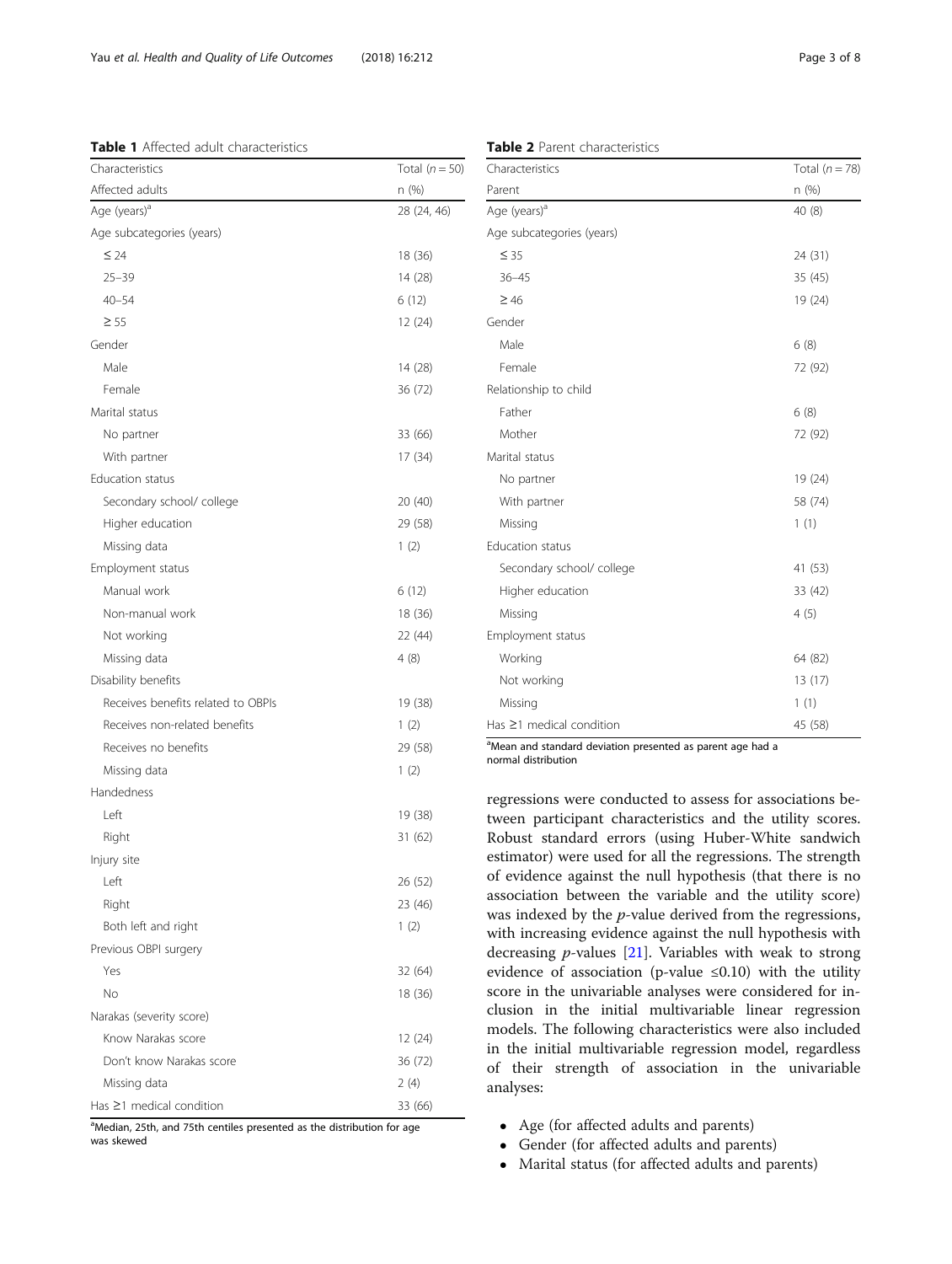**Table 1** Affected adult characteristics

| Characteristics | Total ($n = 50$) |
| --- | --- |
| Affected adults | n (%) |
| Age (years)[a] | 28 (24, 46) |
| Age subcategories (years) | |
| ≤ 24 | 18 (36) |
| 25–39 | 14 (28) |
| 40–54 | 6 (12) |
| ≥ 55 | 12 (24) |
| Gender | |
| Male | 14 (28) |
| Female | 36 (72) |
| Marital status | |
| No partner | 33 (66) |
| With partner | 17 (34) |
| Education status | |
| Secondary school/ college | 20 (40) |
| Higher education | 29 (58) |
| Missing data | 1 (2) |
| Employment status | |
| Manual work | 6 (12) |
| Non-manual work | 18 (36) |
| Not working | 22 (44) |
| Missing data | 4 (8) |
| Disability benefits | |
| Receives benefits related to OBPIs | 19 (38) |
| Receives non-related benefits | 1 (2) |
| Receives no benefits | 29 (58) |
| Missing data | 1 (2) |
| Handedness | |
| Left | 19 (38) |
| Right | 31 (62) |
| Injury site | |
| Left | 26 (52) |
| Right | 23 (46) |
| Both left and right | 1 (2) |
| Previous OBPI surgery | |
| Yes | 32 (64) |
| No | 18 (36) |
| Narakas (severity score) | |
| Know Narakas score | 12 (24) |
| Don't know Narakas score | 36 (72) |
| Missing data | 2 (4) |
| Has ≥1 medical condition | 33 (66) |

[a]Median, 25th, and 75th centiles presented as the distribution for age was skewed

**Table 2** Parent characteristics

| Characteristics | Total ($n = 78$) |
| --- | --- |
| Parent | n (%) |
| Age (years)[a] | 40 (8) |
| Age subcategories (years) | |
| ≤ 35 | 24 (31) |
| 36–45 | 35 (45) |
| ≥ 46 | 19 (24) |
| Gender | |
| Male | 6 (8) |
| Female | 72 (92) |
| Relationship to child | |
| Father | 6 (8) |
| Mother | 72 (92) |
| Marital status | |
| No partner | 19 (24) |
| With partner | 58 (74) |
| Missing | 1 (1) |
| Education status | |
| Secondary school/ college | 41 (53) |
| Higher education | 33 (42) |
| Missing | 4 (5) |
| Employment status | |
| Working | 64 (82) |
| Not working | 13 (17) |
| Missing | 1 (1) |
| Has ≥1 medical condition | 45 (58) |

[a]Mean and standard deviation presented as parent age had a normal distribution

regressions were conducted to assess for associations between participant characteristics and the utility scores. Robust standard errors (using Huber-White sandwich estimator) were used for all the regressions. The strength of evidence against the null hypothesis (that there is no association between the variable and the utility score) was indexed by the *p*-value derived from the regressions, with increasing evidence against the null hypothesis with decreasing *p*-values [21]. Variables with weak to strong evidence of association (p-value ≤0.10) with the utility score in the univariable analyses were considered for inclusion in the initial multivariable linear regression models. The following characteristics were also included in the initial multivariable regression model, regardless of their strength of association in the univariable analyses:

- Age (for affected adults and parents)
- Gender (for affected adults and parents)
- Marital status (for affected adults and parents)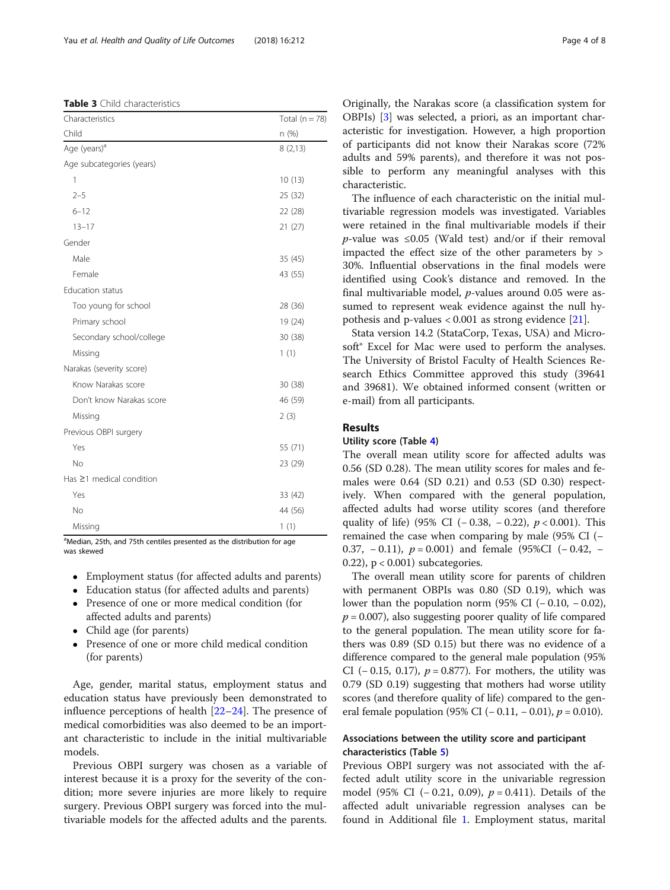**Table 3** Child characteristics

| Characteristics | Total (n = 78) |
|---|---|
| Child | n (%) |
| Age (years)[a] | 8 (2,13) |
| Age subcategories (years) | |
| 1 | 10 (13) |
| 2–5 | 25 (32) |
| 6–12 | 22 (28) |
| 13–17 | 21 (27) |
| Gender | |
| Male | 35 (45) |
| Female | 43 (55) |
| Education status | |
| Too young for school | 28 (36) |
| Primary school | 19 (24) |
| Secondary school/college | 30 (38) |
| Missing | 1 (1) |
| Narakas (severity score) | |
| Know Narakas score | 30 (38) |
| Don't know Narakas score | 46 (59) |
| Missing | 2 (3) |
| Previous OBPI surgery | |
| Yes | 55 (71) |
| No | 23 (29) |
| Has ≥1 medical condition | |
| Yes | 33 (42) |
| No | 44 (56) |
| Missing | 1 (1) |

[a]Median, 25th, and 75th centiles presented as the distribution for age was skewed

- Employment status (for affected adults and parents)
- Education status (for affected adults and parents)
- Presence of one or more medical condition (for affected adults and parents)
- Child age (for parents)
- Presence of one or more child medical condition (for parents)

Age, gender, marital status, employment status and education status have previously been demonstrated to influence perceptions of health [22–24]. The presence of medical comorbidities was also deemed to be an important characteristic to include in the initial multivariable models.

Previous OBPI surgery was chosen as a variable of interest because it is a proxy for the severity of the condition; more severe injuries are more likely to require surgery. Previous OBPI surgery was forced into the multivariable models for the affected adults and the parents. Originally, the Narakas score (a classification system for OBPIs) [3] was selected, a priori, as an important characteristic for investigation. However, a high proportion of participants did not know their Narakas score (72% adults and 59% parents), and therefore it was not possible to perform any meaningful analyses with this characteristic.

The influence of each characteristic on the initial multivariable regression models was investigated. Variables were retained in the final multivariable models if their *p*-value was ≤0.05 (Wald test) and/or if their removal impacted the effect size of the other parameters by > 30%. Influential observations in the final models were identified using Cook's distance and removed. In the final multivariable model, *p*-values around 0.05 were assumed to represent weak evidence against the null hypothesis and p-values < 0.001 as strong evidence [21].

Stata version 14.2 (StataCorp, Texas, USA) and Microsoft® Excel for Mac were used to perform the analyses. The University of Bristol Faculty of Health Sciences Research Ethics Committee approved this study (39641 and 39681). We obtained informed consent (written or e-mail) from all participants.

## Results

### Utility score (Table 4)

The overall mean utility score for affected adults was 0.56 (SD 0.28). The mean utility scores for males and females were 0.64 (SD 0.21) and 0.53 (SD 0.30) respectively. When compared with the general population, affected adults had worse utility scores (and therefore quality of life) (95% CI (− 0.38, − 0.22), $p < 0.001$). This remained the case when comparing by male (95% CI (− 0.37, − 0.11), $p = 0.001$) and female (95%CI (− 0.42, − 0.22), p < 0.001) subcategories.

The overall mean utility score for parents of children with permanent OBPIs was 0.80 (SD 0.19), which was lower than the population norm (95% CI (− 0.10, − 0.02), $p = 0.007$), also suggesting poorer quality of life compared to the general population. The mean utility score for fathers was 0.89 (SD 0.15) but there was no evidence of a difference compared to the general male population (95% CI (− 0.15, 0.17), $p = 0.877$). For mothers, the utility was 0.79 (SD 0.19) suggesting that mothers had worse utility scores (and therefore quality of life) compared to the general female population (95% CI (− 0.11, − 0.01), $p = 0.010$).

### Associations between the utility score and participant characteristics (Table 5)

Previous OBPI surgery was not associated with the affected adult utility score in the univariable regression model (95% CI (− 0.21, 0.09), $p = 0.411$). Details of the affected adult univariable regression analyses can be found in Additional file 1. Employment status, marital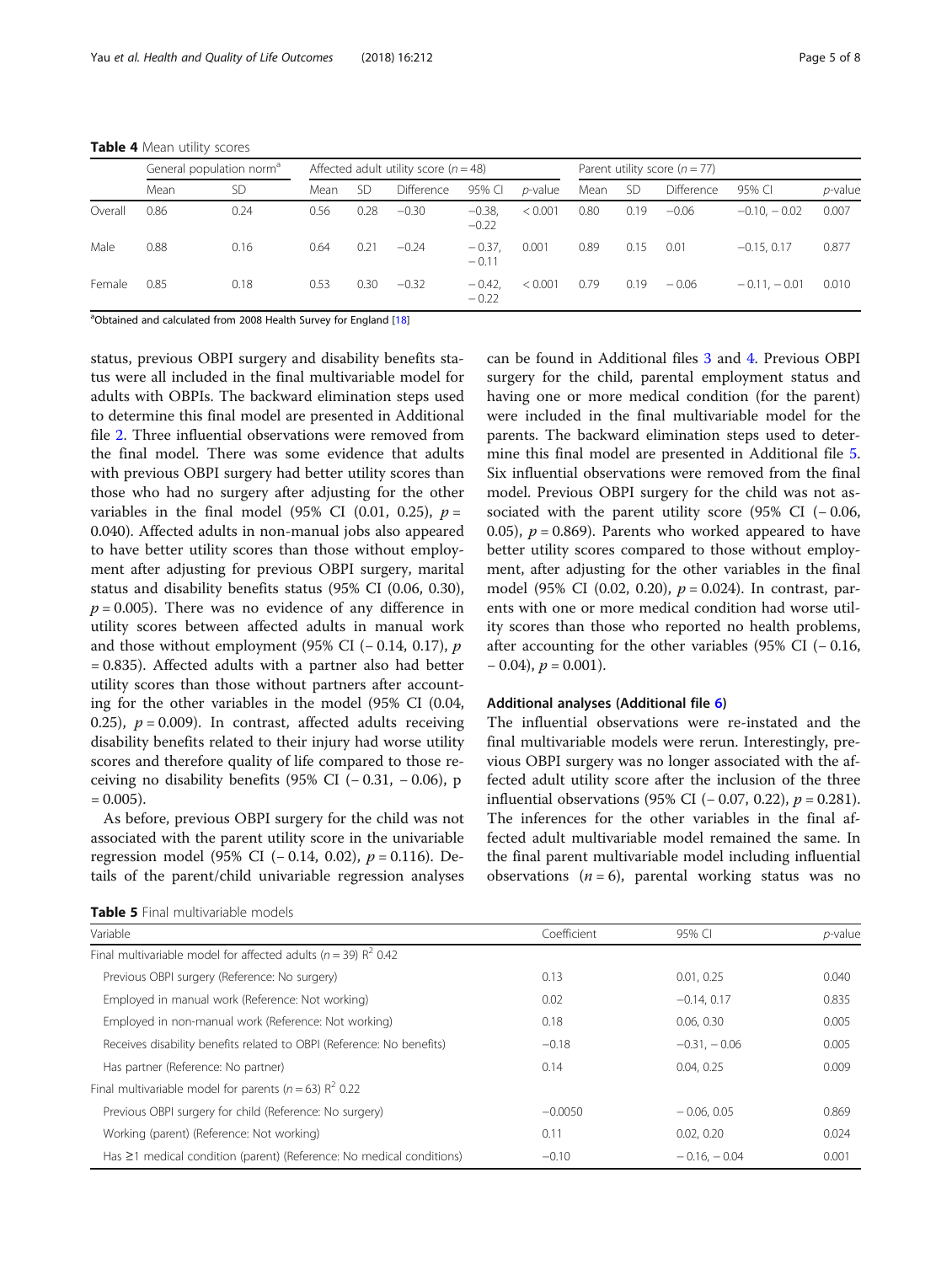**Table 4** Mean utility scores

| | General population norm[a] | | Affected adult utility score ($n = 48$) | | | | | Parent utility score ($n = 77$) | | | | |
|---|---|---|---|---|---|---|---|---|---|---|---|---|
| | Mean | SD | Mean | SD | Difference | 95% CI | *p*-value | Mean | SD | Difference | 95% CI | *p*-value |
| Overall | 0.86 | 0.24 | 0.56 | 0.28 | −0.30 | −0.38, −0.22 | < 0.001 | 0.80 | 0.19 | −0.06 | −0.10, − 0.02 | 0.007 |
| Male | 0.88 | 0.16 | 0.64 | 0.21 | −0.24 | − 0.37, − 0.11 | 0.001 | 0.89 | 0.15 | 0.01 | −0.15, 0.17 | 0.877 |
| Female | 0.85 | 0.18 | 0.53 | 0.30 | −0.32 | − 0.42, − 0.22 | < 0.001 | 0.79 | 0.19 | − 0.06 | − 0.11, − 0.01 | 0.010 |

[a]Obtained and calculated from 2008 Health Survey for England [18]

status, previous OBPI surgery and disability benefits status were all included in the final multivariable model for adults with OBPIs. The backward elimination steps used to determine this final model are presented in Additional file 2. Three influential observations were removed from the final model. There was some evidence that adults with previous OBPI surgery had better utility scores than those who had no surgery after adjusting for the other variables in the final model (95% CI (0.01, 0.25), $p = 0.040$). Affected adults in non-manual jobs also appeared to have better utility scores than those without employment after adjusting for previous OBPI surgery, marital status and disability benefits status (95% CI (0.06, 0.30), $p = 0.005$). There was no evidence of any difference in utility scores between affected adults in manual work and those without employment (95% CI (− 0.14, 0.17), $p = 0.835$). Affected adults with a partner also had better utility scores than those without partners after accounting for the other variables in the model (95% CI (0.04, 0.25), $p = 0.009$). In contrast, affected adults receiving disability benefits related to their injury had worse utility scores and therefore quality of life compared to those receiving no disability benefits (95% CI (− 0.31, − 0.06), p = 0.005).

As before, previous OBPI surgery for the child was not associated with the parent utility score in the univariable regression model (95% CI (− 0.14, 0.02), $p = 0.116$). Details of the parent/child univariable regression analyses can be found in Additional files 3 and 4. Previous OBPI surgery for the child, parental employment status and having one or more medical condition (for the parent) were included in the final multivariable model for the parents. The backward elimination steps used to determine this final model are presented in Additional file 5. Six influential observations were removed from the final model. Previous OBPI surgery for the child was not associated with the parent utility score (95% CI (− 0.06, 0.05), $p = 0.869$). Parents who worked appeared to have better utility scores compared to those without employment, after adjusting for the other variables in the final model (95% CI (0.02, 0.20), $p = 0.024$). In contrast, parents with one or more medical condition had worse utility scores than those who reported no health problems, after accounting for the other variables (95% CI (− 0.16, − 0.04), $p = 0.001$).

#### Additional analyses (Additional file 6)

The influential observations were re-instated and the final multivariable models were rerun. Interestingly, previous OBPI surgery was no longer associated with the affected adult utility score after the inclusion of the three influential observations (95% CI (− 0.07, 0.22), $p = 0.281$). The inferences for the other variables in the final affected adult multivariable model remained the same. In the final parent multivariable model including influential observations ($n = 6$), parental working status was no

**Table 5** Final multivariable models

| Variable | Coefficient | 95% CI | *p*-value |
|---|---|---|---|
| Final multivariable model for affected adults ($n = 39$) $R^2$ 0.42 | | | |
| Previous OBPI surgery (Reference: No surgery) | 0.13 | 0.01, 0.25 | 0.040 |
| Employed in manual work (Reference: Not working) | 0.02 | −0.14, 0.17 | 0.835 |
| Employed in non-manual work (Reference: Not working) | 0.18 | 0.06, 0.30 | 0.005 |
| Receives disability benefits related to OBPI (Reference: No benefits) | −0.18 | −0.31, − 0.06 | 0.005 |
| Has partner (Reference: No partner) | 0.14 | 0.04, 0.25 | 0.009 |
| Final multivariable model for parents ($n = 63$) $R^2$ 0.22 | | | |
| Previous OBPI surgery for child (Reference: No surgery) | −0.0050 | − 0.06, 0.05 | 0.869 |
| Working (parent) (Reference: Not working) | 0.11 | 0.02, 0.20 | 0.024 |
| Has ≥1 medical condition (parent) (Reference: No medical conditions) | −0.10 | − 0.16, − 0.04 | 0.001 |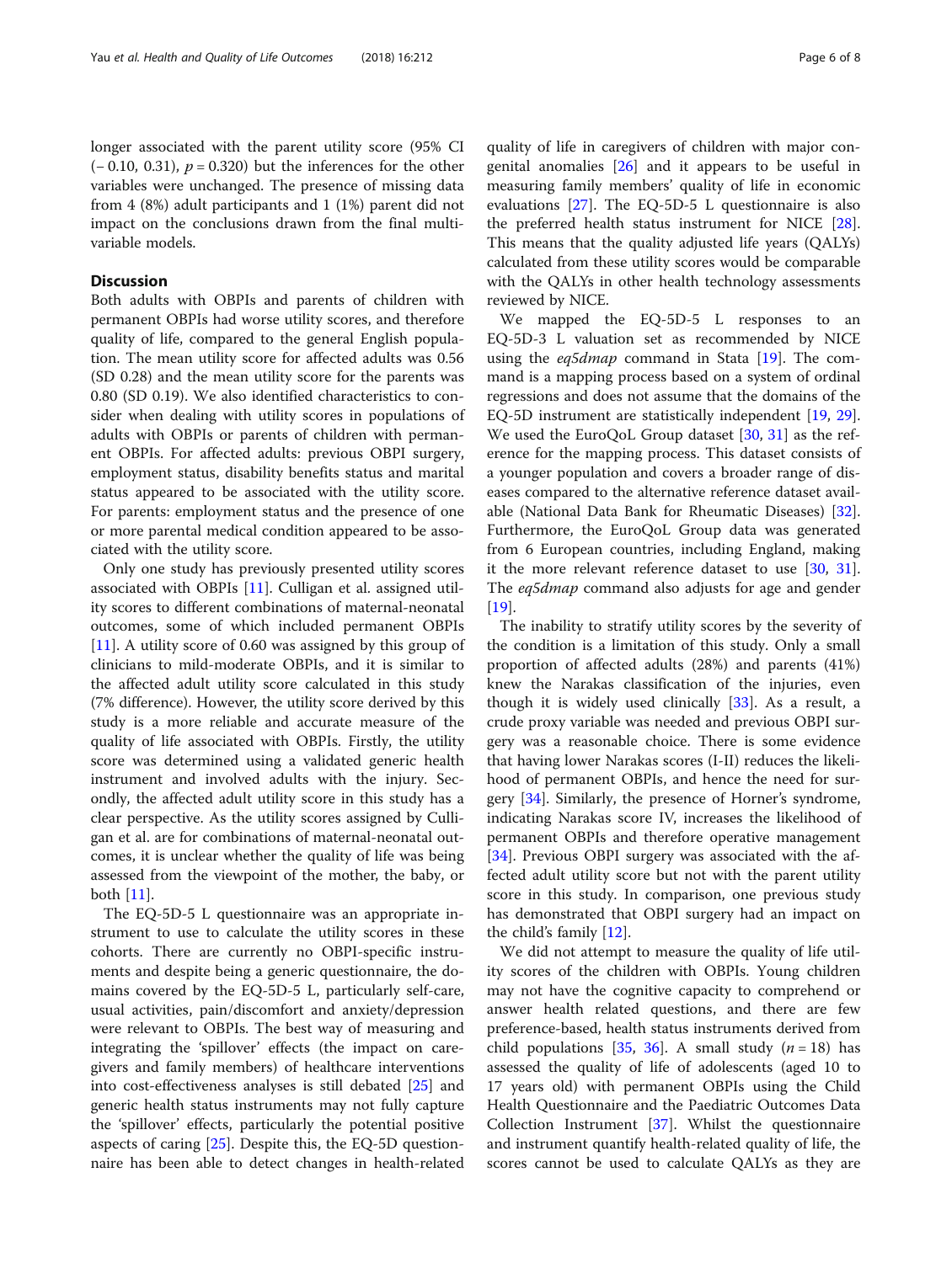longer associated with the parent utility score (95% CI (− 0.10, 0.31), $p = 0.320$) but the inferences for the other variables were unchanged. The presence of missing data from 4 (8%) adult participants and 1 (1%) parent did not impact on the conclusions drawn from the final multivariable models.

## Discussion

Both adults with OBPIs and parents of children with permanent OBPIs had worse utility scores, and therefore quality of life, compared to the general English population. The mean utility score for affected adults was 0.56 (SD 0.28) and the mean utility score for the parents was 0.80 (SD 0.19). We also identified characteristics to consider when dealing with utility scores in populations of adults with OBPIs or parents of children with permanent OBPIs. For affected adults: previous OBPI surgery, employment status, disability benefits status and marital status appeared to be associated with the utility score. For parents: employment status and the presence of one or more parental medical condition appeared to be associated with the utility score.

Only one study has previously presented utility scores associated with OBPIs [11]. Culligan et al. assigned utility scores to different combinations of maternal-neonatal outcomes, some of which included permanent OBPIs [11]. A utility score of 0.60 was assigned by this group of clinicians to mild-moderate OBPIs, and it is similar to the affected adult utility score calculated in this study (7% difference). However, the utility score derived by this study is a more reliable and accurate measure of the quality of life associated with OBPIs. Firstly, the utility score was determined using a validated generic health instrument and involved adults with the injury. Secondly, the affected adult utility score in this study has a clear perspective. As the utility scores assigned by Culligan et al. are for combinations of maternal-neonatal outcomes, it is unclear whether the quality of life was being assessed from the viewpoint of the mother, the baby, or both [11].

The EQ-5D-5 L questionnaire was an appropriate instrument to use to calculate the utility scores in these cohorts. There are currently no OBPI-specific instruments and despite being a generic questionnaire, the domains covered by the EQ-5D-5 L, particularly self-care, usual activities, pain/discomfort and anxiety/depression were relevant to OBPIs. The best way of measuring and integrating the 'spillover' effects (the impact on caregivers and family members) of healthcare interventions into cost-effectiveness analyses is still debated [25] and generic health status instruments may not fully capture the 'spillover' effects, particularly the potential positive aspects of caring [25]. Despite this, the EQ-5D questionnaire has been able to detect changes in health-related quality of life in caregivers of children with major congenital anomalies [26] and it appears to be useful in measuring family members' quality of life in economic evaluations [27]. The EQ-5D-5 L questionnaire is also the preferred health status instrument for NICE [28]. This means that the quality adjusted life years (QALYs) calculated from these utility scores would be comparable with the QALYs in other health technology assessments reviewed by NICE.

We mapped the EQ-5D-5 L responses to an EQ-5D-3 L valuation set as recommended by NICE using the *eq5dmap* command in Stata [19]. The command is a mapping process based on a system of ordinal regressions and does not assume that the domains of the EQ-5D instrument are statistically independent [19, 29]. We used the EuroQoL Group dataset [30, 31] as the reference for the mapping process. This dataset consists of a younger population and covers a broader range of diseases compared to the alternative reference dataset available (National Data Bank for Rheumatic Diseases) [32]. Furthermore, the EuroQoL Group data was generated from 6 European countries, including England, making it the more relevant reference dataset to use [30, 31]. The *eq5dmap* command also adjusts for age and gender [19].

The inability to stratify utility scores by the severity of the condition is a limitation of this study. Only a small proportion of affected adults (28%) and parents (41%) knew the Narakas classification of the injuries, even though it is widely used clinically [33]. As a result, a crude proxy variable was needed and previous OBPI surgery was a reasonable choice. There is some evidence that having lower Narakas scores (I-II) reduces the likelihood of permanent OBPIs, and hence the need for surgery [34]. Similarly, the presence of Horner's syndrome, indicating Narakas score IV, increases the likelihood of permanent OBPIs and therefore operative management [34]. Previous OBPI surgery was associated with the affected adult utility score but not with the parent utility score in this study. In comparison, one previous study has demonstrated that OBPI surgery had an impact on the child's family [12].

We did not attempt to measure the quality of life utility scores of the children with OBPIs. Young children may not have the cognitive capacity to comprehend or answer health related questions, and there are few preference-based, health status instruments derived from child populations [35, 36]. A small study ($n = 18$) has assessed the quality of life of adolescents (aged 10 to 17 years old) with permanent OBPIs using the Child Health Questionnaire and the Paediatric Outcomes Data Collection Instrument [37]. Whilst the questionnaire and instrument quantify health-related quality of life, the scores cannot be used to calculate QALYs as they are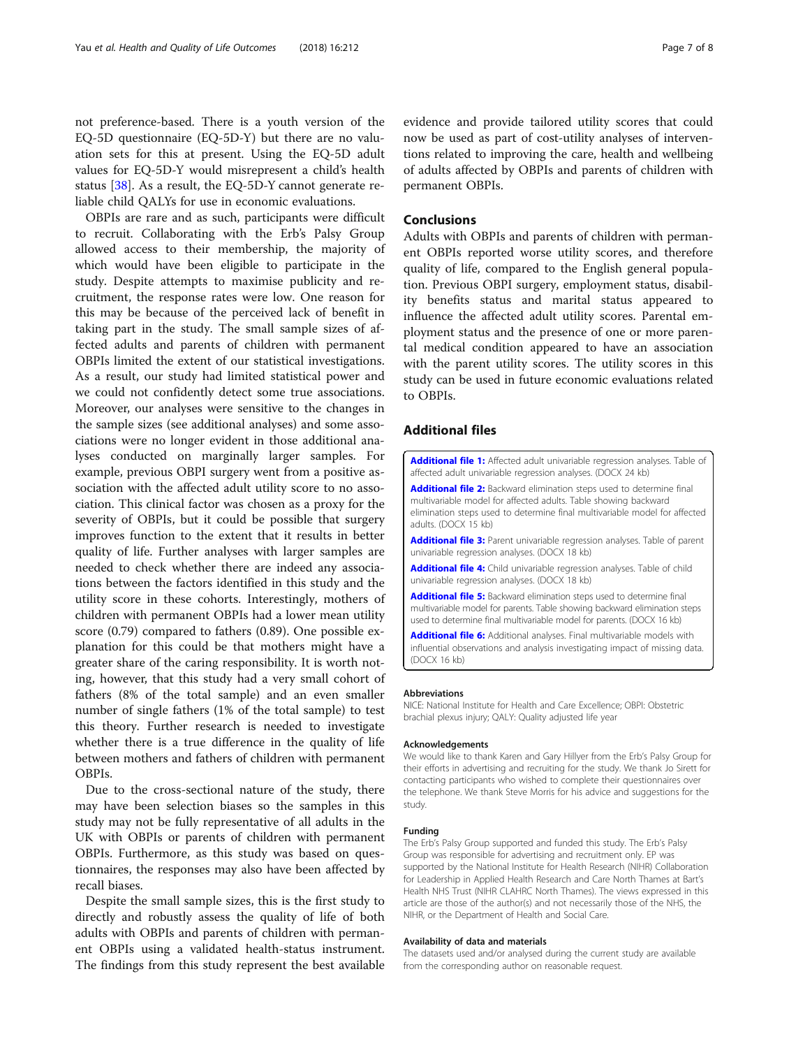not preference-based. There is a youth version of the EQ-5D questionnaire (EQ-5D-Y) but there are no valuation sets for this at present. Using the EQ-5D adult values for EQ-5D-Y would misrepresent a child's health status [38]. As a result, the EQ-5D-Y cannot generate reliable child QALYs for use in economic evaluations.

OBPIs are rare and as such, participants were difficult to recruit. Collaborating with the Erb's Palsy Group allowed access to their membership, the majority of which would have been eligible to participate in the study. Despite attempts to maximise publicity and recruitment, the response rates were low. One reason for this may be because of the perceived lack of benefit in taking part in the study. The small sample sizes of affected adults and parents of children with permanent OBPIs limited the extent of our statistical investigations. As a result, our study had limited statistical power and we could not confidently detect some true associations. Moreover, our analyses were sensitive to the changes in the sample sizes (see additional analyses) and some associations were no longer evident in those additional analyses conducted on marginally larger samples. For example, previous OBPI surgery went from a positive association with the affected adult utility score to no association. This clinical factor was chosen as a proxy for the severity of OBPIs, but it could be possible that surgery improves function to the extent that it results in better quality of life. Further analyses with larger samples are needed to check whether there are indeed any associations between the factors identified in this study and the utility score in these cohorts. Interestingly, mothers of children with permanent OBPIs had a lower mean utility score (0.79) compared to fathers (0.89). One possible explanation for this could be that mothers might have a greater share of the caring responsibility. It is worth noting, however, that this study had a very small cohort of fathers (8% of the total sample) and an even smaller number of single fathers (1% of the total sample) to test this theory. Further research is needed to investigate whether there is a true difference in the quality of life between mothers and fathers of children with permanent OBPIs.

Due to the cross-sectional nature of the study, there may have been selection biases so the samples in this study may not be fully representative of all adults in the UK with OBPIs or parents of children with permanent OBPIs. Furthermore, as this study was based on questionnaires, the responses may also have been affected by recall biases.

Despite the small sample sizes, this is the first study to directly and robustly assess the quality of life of both adults with OBPIs and parents of children with permanent OBPIs using a validated health-status instrument. The findings from this study represent the best available evidence and provide tailored utility scores that could now be used as part of cost-utility analyses of interventions related to improving the care, health and wellbeing of adults affected by OBPIs and parents of children with permanent OBPIs.

## Conclusions

Adults with OBPIs and parents of children with permanent OBPIs reported worse utility scores, and therefore quality of life, compared to the English general population. Previous OBPI surgery, employment status, disability benefits status and marital status appeared to influence the affected adult utility scores. Parental employment status and the presence of one or more parental medical condition appeared to have an association with the parent utility scores. The utility scores in this study can be used in future economic evaluations related to OBPIs.

## Additional files

**Additional file 1:** Affected adult univariable regression analyses. Table of affected adult univariable regression analyses. (DOCX 24 kb)

**Additional file 2:** Backward elimination steps used to determine final multivariable model for affected adults. Table showing backward elimination steps used to determine final multivariable model for affected adults. (DOCX 15 kb)

**Additional file 3:** Parent univariable regression analyses. Table of parent univariable regression analyses. (DOCX 18 kb)

**Additional file 4:** Child univariable regression analyses. Table of child univariable regression analyses. (DOCX 18 kb)

**Additional file 5:** Backward elimination steps used to determine final multivariable model for parents. Table showing backward elimination steps used to determine final multivariable model for parents. (DOCX 16 kb)

**Additional file 6:** Additional analyses. Final multivariable models with influential observations and analysis investigating impact of missing data. (DOCX 16 kb)

#### Abbreviations

NICE: National Institute for Health and Care Excellence; OBPI: Obstetric brachial plexus injury; QALY: Quality adjusted life year

#### Acknowledgements

We would like to thank Karen and Gary Hillyer from the Erb's Palsy Group for their efforts in advertising and recruiting for the study. We thank Jo Sirett for contacting participants who wished to complete their questionnaires over the telephone. We thank Steve Morris for his advice and suggestions for the study.

#### Funding

The Erb's Palsy Group supported and funded this study. The Erb's Palsy Group was responsible for advertising and recruitment only. EP was supported by the National Institute for Health Research (NIHR) Collaboration for Leadership in Applied Health Research and Care North Thames at Bart's Health NHS Trust (NIHR CLAHRC North Thames). The views expressed in this article are those of the author(s) and not necessarily those of the NHS, the NIHR, or the Department of Health and Social Care.

#### Availability of data and materials

The datasets used and/or analysed during the current study are available from the corresponding author on reasonable request.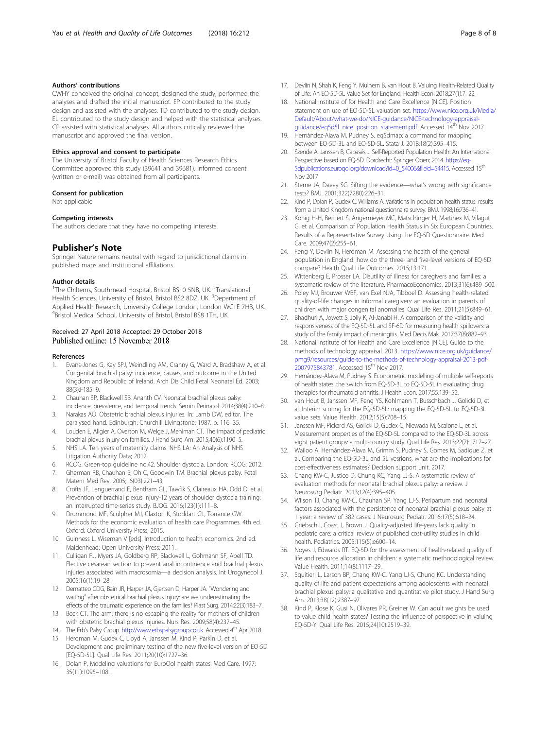### Authors' contributions

CWHY conceived the original concept, designed the study, performed the analyses and drafted the initial manuscript. EP contributed to the study design and assisted with the analyses. TD contributed to the study design. EL contributed to the study design and helped with the statistical analyses. CP assisted with statistical analyses. All authors critically reviewed the manuscript and approved the final version.

### Ethics approval and consent to participate

The University of Bristol Faculty of Health Sciences Research Ethics Committee approved this study (39641 and 39681). Informed consent (written or e-mail) was obtained from all participants.

### Consent for publication

Not applicable

### Competing interests

The authors declare that they have no competing interests.

## Publisher's Note

Springer Nature remains neutral with regard to jurisdictional claims in published maps and institutional affiliations.

### Author details

[1]The Chilterns, Southmead Hospital, Bristol BS10 5NB, UK. [2]Translational Health Sciences, University of Bristol, Bristol BS2 8DZ, UK. [3]Department of Applied Health Research, University College London, London WC1E 7HB, UK. [4]Bristol Medical School, University of Bristol, Bristol BS8 1TH, UK.

Received: 27 April 2018 Accepted: 29 October 2018
Published online: 15 November 2018

### References

1. Evans-Jones G, Kay SPJ, Weindling AM, Cranny G, Ward A, Bradshaw A, et al. Congenital brachial palsy: incidence, causes, and outcome in the United Kingdom and Republic of Ireland. Arch Dis Child Fetal Neonatal Ed. 2003; 88(3):F185–9.
2. Chauhan SP, Blackwell SB, Ananth CV. Neonatal brachial plexus palsy: incidence, prevalence, and temporal trends. Semin Perinatol. 2014;38(4):210–8.
3. Narakas AO. Obstetric brachial plexus injuries. In: Lamb DW, editor. The paralysed hand. Edinburgh: Churchill Livingstone; 1987. p. 116–35.
4. Louden E, Allgier A, Overton M, Welge J, Mehlman CT. The impact of pediatric brachial plexus injury on families. J Hand Surg Am. 2015;40(6):1190–5.
5. NHS LA. Ten years of maternity claims. NHS LA: An Analysis of NHS Litigation Authority Data; 2012.
6. RCOG. Green-top guideline no.42. Shoulder dystocia. London: RCOG; 2012.
7. Gherman RB, Chauhan S, Oh C, Goodwin TM. Brachial plexus palsy. Fetal Matern Med Rev. 2005;16(03):221–43.
8. Crofts JF, Lenguerrand E, Bentham GL, Tawfik S, Claireaux HA, Odd D, et al. Prevention of brachial plexus injury-12 years of shoulder dystocia training: an interrupted time-series study. BJOG. 2016;123(1):111–8.
9. Drummond MF, Sculpher MJ, Claxton K, Stoddart GL, Torrance GW. Methods for the economic evaluation of health care Programmes. 4th ed. Oxford: Oxford University Press; 2015.
10. Guinness L. Wiseman V [eds]. Introduction to health economics. 2nd ed. Maidenhead: Open University Press; 2011.
11. Culligan PJ, Myers JA, Goldberg RP, Blackwell L, Gohmann SF, Abell TD. Elective cesarean section to prevent anal incontinence and brachial plexus injuries associated with macrosomia—a decision analysis. Int Urogynecol J. 2005;16(1):19–28.
12. Dematteo CDG, Bain JR, Harper JA, Gjertsen D, Harper JA. "Wondering and waiting" after obstetrical brachial plexus injury: are we underestimating the effects of the traumatic experience on the families? Plast Surg. 2014;22(3):183–7.
13. Beck CT. The arm: there is no escaping the reality for mothers of children with obstetric brachial plexus injuries. Nurs Res. 2009;58(4):237–45.
14. The Erb's Palsy Group. http://www.erbspalsygroup.co.uk. Accessed 4th Apr 2018.
15. Herdman M, Gudex C, Lloyd A, Janssen M, Kind P, Parkin D, et al. Development and preliminary testing of the new five-level version of EQ-5D [EQ-5D-5L]. Qual Life Res. 2011;20(10):1727–36.
16. Dolan P. Modeling valuations for EuroQol health states. Med Care. 1997; 35(11):1095–108.
17. Devlin N, Shah K, Feng Y, Mulhern B, van Hout B. Valuing Health-Related Quality of Life: An EQ-5D-5L Value Set for England. Health Econ. 2018;27(1):7–22.
18. National Institute of for Health and Care Excellence [NICE]. Position statement on use of EQ-5D-5L valuation set. https://www.nice.org.uk/Media/Default/About/what-we-do/NICE-guidance/NICE-technology-appraisal-guidance/eq5d5l_nice_position_statement.pdf. Accessed 14th Nov 2017.
19. Hernández-Alava M, Pudney S. eq5dmap: a command for mapping between EQ-5D-3L and EQ-5D-5L. Stata J. 2018;18(2):395–415.
20. Szende A, Janssen B, Cabasés J. Self-Reported Population Health: An International Perspective based on EQ-5D. Dordrecht: Springer Open; 2014. https://eq-5dpublications.euroqol.org/download?id=0_54006&fileId=54415. Accessed 15th Nov 2017
21. Sterne JA, Davey SG. Sifting the evidence—what's wrong with significance tests? BMJ. 2001;322(7280):226–31.
22. Kind P, Dolan P, Gudex C, Williams A. Variations in population health status: results from a United Kingdom national questionnaire survey. BMJ. 1998;16:736–41.
23. König H-H, Bernert S, Angermeyer MC, Matschinger H, Martinex M, Vilagut G, et al. Comparison of Population Health Status in Six European Countries. Results of a Representative Survey Using the EQ-5D Questionnaire. Med Care. 2009;47(2):255–61.
24. Feng Y, Devlin N, Herdman M. Assessing the health of the general population in England: how do the three- and five-level versions of EQ-5D compare? Health Qual Life Outcomes. 2015;13:171.
25. Wittenberg E, Prosser LA. Disutility of illness for caregivers and families: a systematic review of the literature. PharmacoEconomics. 2013;31(6):489–500.
26. Poley MJ, Brouwer WBF, van Exel NJA, Tibboel D. Assessing health-related quality-of-life changes in informal caregivers: an evaluation in parents of children with major congenital anomalies. Qual Life Res. 2011;21(5):849–61.
27. Bhadhuri A, Jowett S, Jolly K, Al-Janabi H. A comparison of the validity and responsiveness of the EQ-5D-5L and SF-6D for measuring health spillovers: a study of the family impact of meningitis. Med Decis Mak. 2017;37(8):882–93.
28. National Institute of for Health and Care Excellence [NICE]. Guide to the methods of technology appraisal. 2013. https://www.nice.org.uk/guidance/pmg9/resources/guide-to-the-methods-of-technology-appraisal-2013-pdf-2007975843781. Accessed 15th Nov 2017.
29. Hernández-Alava M, Pudney S. Econometric modelling of multiple self-reports of health states: the switch from EQ-5D-3L to EQ-5D-5L in evaluating drug therapies for rheumatoid arthritis. J Health Econ. 2017;55:139–52.
30. van Hout B, Janssen MF, Feng YS, Kohlmann T, Busschbach J, Golicki D, et al. Interim scoring for the EQ-5D-5L: mapping the EQ-5D-5L to EQ-5D-3L value sets. Value Health. 2012;15(5):708–15.
31. Janssen MF, Pickard AS, Golicki D, Gudex C, Niewada M, Scalone L, et al. Measurement properties of the EQ-5D-5L compared to the EQ-5D-3L across eight patient groups: a multi-country study. Qual Life Res. 2013;22(7):1717–27.
32. Wailoo A, Hernández-Alava M, Grimm S, Pudney S, Gomes M, Sadique Z, et al. Comparing the EQ-5D-3L and 5L vesrions, what are the implications for cost-effectiveness estimates? Decision support unit. 2017.
33. Chang KW-C, Justice D, Chung KC, Yang LJ-S. A systematic review of evaluation methods for neonatal brachial plexus palsy: a review. J Neurosurg Pediatr. 2013;12(4):395–405.
34. Wilson TJ, Chang KW-C, Chauhan SP, Yang LJ-S. Peripartum and neonatal factors associated with the persistence of neonatal brachial plexus palsy at 1 year: a review of 382 cases. J Neurosurg Pediatr. 2016;17(5):618–24.
35. Griebsch I, Coast J, Brown J. Quality-adjusted life-years lack quality in pediatric care: a critical review of published cost-utility studies in child health. Pediatrics. 2005;115(5):e600–14.
36. Noyes J, Edwards RT. EQ-5D for the assessment of health-related quality of life and resource allocation in children: a systematic methodological review. Value Health. 2011;14(8):1117–29.
37. Squitieri L, Larson BP, Chang KW-C, Yang LJ-S, Chung KC. Understanding quality of life and patient expectations among adolescents with neonatal brachial plexus palsy: a qualitative and quantitative pilot study. J Hand Surg Am. 2013;38(12):2387–97.
38. Kind P, Klose K, Gusi N, Olivares PR, Greiner W. Can adult weights be used to value child health states? Testing the influence of perspective in valuing EQ-5D-Y. Qual Life Res. 2015;24(10):2519–39.